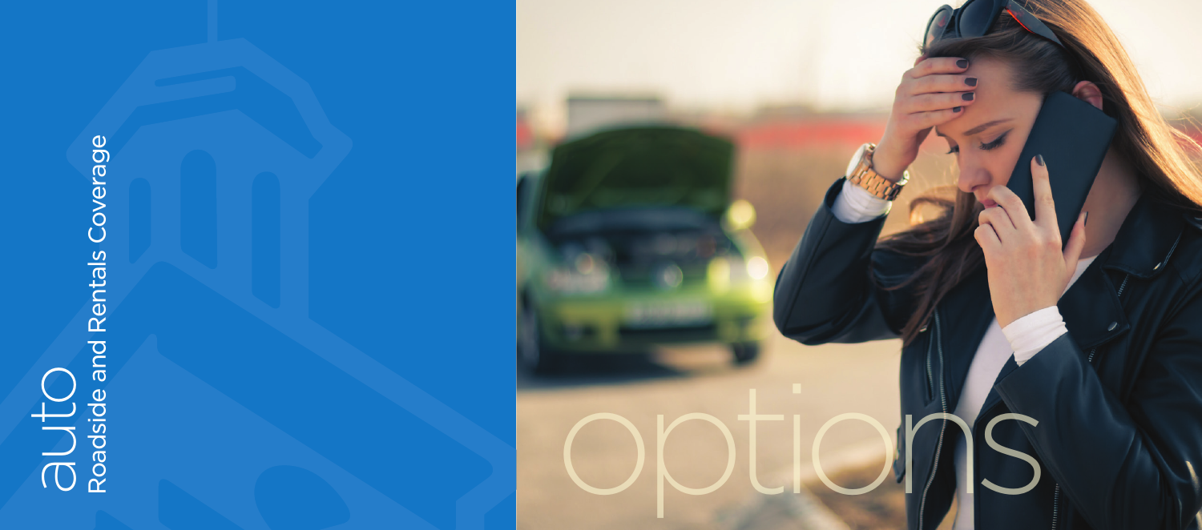# auto

## Roadside and Rentals Coverage

# options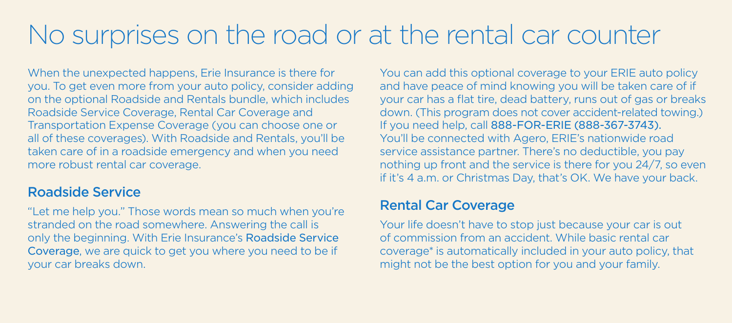# No surprises on the road or at the rental car counter

When the unexpected happens, Erie Insurance is there for you. To get even more from your auto policy, consider adding on the optional Roadside and Rentals bundle, which includes Roadside Service Coverage, Rental Car Coverage and Transportation Expense Coverage (you can choose one or all of these coverages). With Roadside and Rentals, you'll be taken care of in a roadside emergency and when you need more robust rental car coverage.

## Roadside Service

"Let me help you." Those words mean so much when you're stranded on the road somewhere. Answering the call is only the beginning. With Erie Insurance's **Roadside Service Coverage**, we are quick to get you where you need to be if your car breaks down.

You can add this optional coverage to your ERIE auto policy and have peace of mind knowing you will be taken care of if your car has a flat tire, dead battery, runs out of gas or breaks down. (This program does not cover accident-related towing.) If you need help, call **888-FOR-ERIE (888-367-3743).** You'll be connected with Agero, ERIE's nationwide road service assistance partner. There's no deductible, you pay nothing up front and the service is there for you 24/7, so even if it's 4 a.m. or Christmas Day, that's OK. We have your back.

## Rental Car Coverage

Your life doesn't have to stop just because your car is out of commission from an accident. While basic rental car coverage* is automatically included in your auto policy, that might not be the best option for you and your family.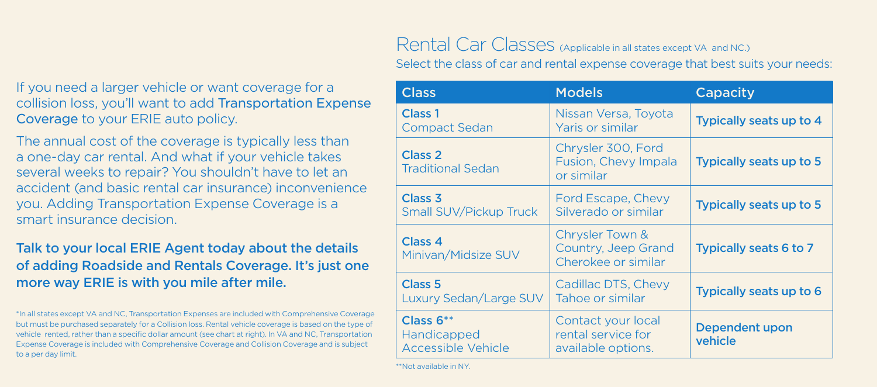If you need a larger vehicle or want coverage for a collision loss, you'll want to add Transportation Expense Coverage to your ERIE auto policy.

The annual cost of the coverage is typically less than a one-day car rental. And what if your vehicle takes several weeks to repair? You shouldn't have to let an accident (and basic rental car insurance) inconvenience you. Adding Transportation Expense Coverage is a smart insurance decision.

**Talk to your local ERIE Agent today about the details of adding Roadside and Rentals Coverage. It's just one more way ERIE is with you mile after mile.**

*In all states except VA and NC, Transportation Expenses are included with Comprehensive Coverage but must be purchased separately for a Collision loss. Rental vehicle coverage is based on the type of vehicle rented, rather than a specific dollar amount (see chart at right). In VA and NC, Transportation Expense Coverage is included with Comprehensive Coverage and Collision Coverage and is subject to a per day limit.

## Rental Car Classes (Applicable in all states except VA and NC.)

Select the class of car and rental expense coverage that best suits your needs:

| Class | Models | Capacity |
| --- | --- | --- |
| **Class 1** Compact Sedan | Nissan Versa, Toyota Yaris or similar | Typically seats up to 4 |
| **Class 2** Traditional Sedan | Chrysler 300, Ford Fusion, Chevy Impala or similar | Typically seats up to 5 |
| **Class 3** Small SUV/Pickup Truck | Ford Escape, Chevy Silverado or similar | Typically seats up to 5 |
| **Class 4** Minivan/Midsize SUV | Chrysler Town & Country, Jeep Grand Cherokee or similar | Typically seats 6 to 7 |
| **Class 5** Luxury Sedan/Large SUV | Cadillac DTS, Chevy Tahoe or similar | Typically seats up to 6 |
| **Class 6**** Handicapped Accessible Vehicle | Contact your local rental service for available options. | Dependent upon vehicle |

**Not available in NY.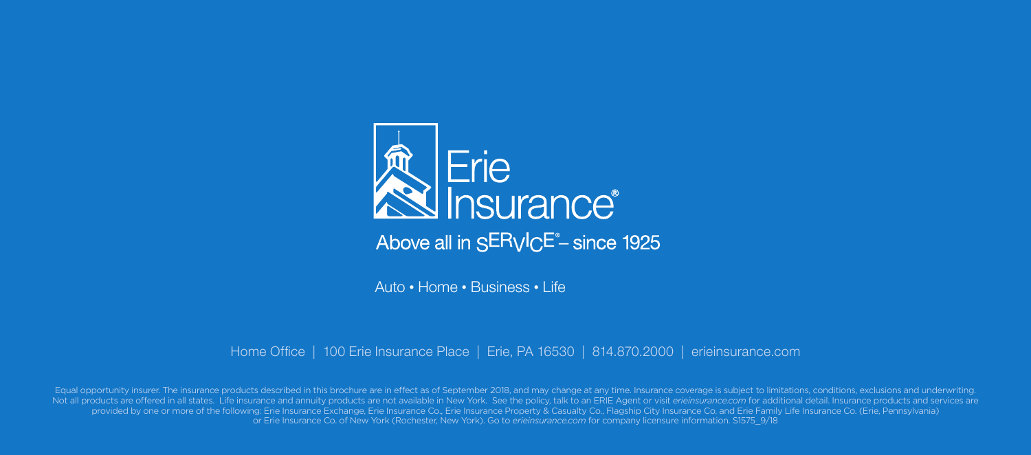Erie Insurance®

Above all in SERVICE® – since 1925

Auto • Home • Business • Life

Home Office | 100 Erie Insurance Place | Erie, PA 16530 | 814.870.2000 | erieinsurance.com

Equal opportunity insurer. The insurance products described in this brochure are in effect as of September 2018, and may change at any time. Insurance coverage is subject to limitations, conditions, exclusions and underwriting. Not all products are offered in all states. Life insurance and annuity products are not available in New York. See the policy, talk to an ERIE Agent or visit *erieinsurance.com* for additional detail. Insurance products and services are provided by one or more of the following: Erie Insurance Exchange, Erie Insurance Co., Erie Insurance Property & Casualty Co., Flagship City Insurance Co. and Erie Family Life Insurance Co. (Erie, Pennsylvania) or Erie Insurance Co. of New York (Rochester, New York). Go to *erieinsurance.com* for company licensure information. S1575_9/18